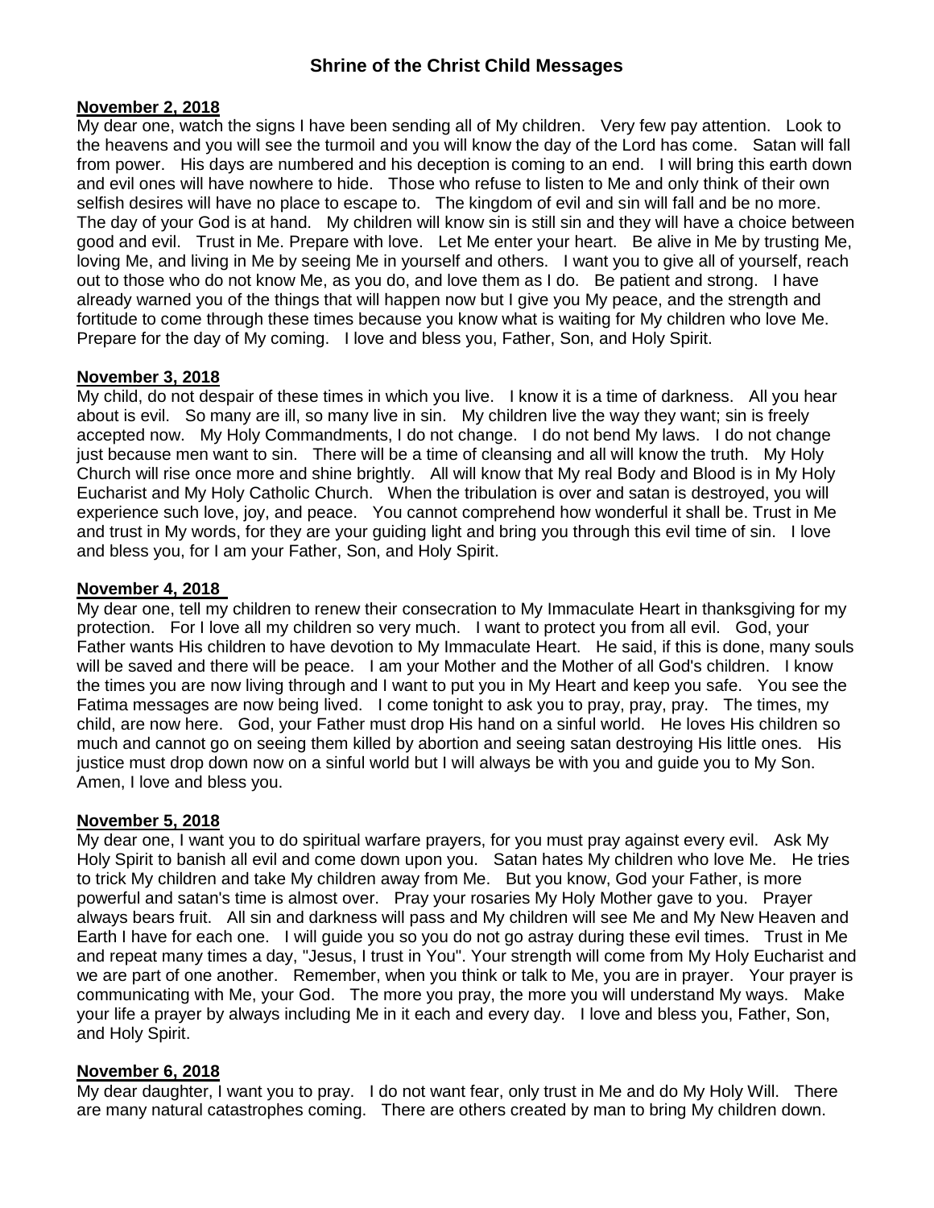# Shrine of the Christ Child Messages

**November 2, 2018**

My dear one, watch the signs I have been sending all of My children. Very few pay attention. Look to the heavens and you will see the turmoil and you will know the day of the Lord has come. Satan will fall from power. His days are numbered and his deception is coming to an end. I will bring this earth down and evil ones will have nowhere to hide. Those who refuse to listen to Me and only think of their own selfish desires will have no place to escape to. The kingdom of evil and sin will fall and be no more. The day of your God is at hand. My children will know sin is still sin and they will have a choice between good and evil. Trust in Me. Prepare with love. Let Me enter your heart. Be alive in Me by trusting Me, loving Me, and living in Me by seeing Me in yourself and others. I want you to give all of yourself, reach out to those who do not know Me, as you do, and love them as I do. Be patient and strong. I have already warned you of the things that will happen now but I give you My peace, and the strength and fortitude to come through these times because you know what is waiting for My children who love Me. Prepare for the day of My coming. I love and bless you, Father, Son, and Holy Spirit.

**November 3, 2018**

My child, do not despair of these times in which you live. I know it is a time of darkness. All you hear about is evil. So many are ill, so many live in sin. My children live the way they want; sin is freely accepted now. My Holy Commandments, I do not change. I do not bend My laws. I do not change just because men want to sin. There will be a time of cleansing and all will know the truth. My Holy Church will rise once more and shine brightly. All will know that My real Body and Blood is in My Holy Eucharist and My Holy Catholic Church. When the tribulation is over and satan is destroyed, you will experience such love, joy, and peace. You cannot comprehend how wonderful it shall be. Trust in Me and trust in My words, for they are your guiding light and bring you through this evil time of sin. I love and bless you, for I am your Father, Son, and Holy Spirit.

**November 4, 2018**

My dear one, tell my children to renew their consecration to My Immaculate Heart in thanksgiving for my protection. For I love all my children so very much. I want to protect you from all evil. God, your Father wants His children to have devotion to My Immaculate Heart. He said, if this is done, many souls will be saved and there will be peace. I am your Mother and the Mother of all God's children. I know the times you are now living through and I want to put you in My Heart and keep you safe. You see the Fatima messages are now being lived. I come tonight to ask you to pray, pray, pray. The times, my child, are now here. God, your Father must drop His hand on a sinful world. He loves His children so much and cannot go on seeing them killed by abortion and seeing satan destroying His little ones. His justice must drop down now on a sinful world but I will always be with you and guide you to My Son. Amen, I love and bless you.

**November 5, 2018**

My dear one, I want you to do spiritual warfare prayers, for you must pray against every evil. Ask My Holy Spirit to banish all evil and come down upon you. Satan hates My children who love Me. He tries to trick My children and take My children away from Me. But you know, God your Father, is more powerful and satan's time is almost over. Pray your rosaries My Holy Mother gave to you. Prayer always bears fruit. All sin and darkness will pass and My children will see Me and My New Heaven and Earth I have for each one. I will guide you so you do not go astray during these evil times. Trust in Me and repeat many times a day, "Jesus, I trust in You". Your strength will come from My Holy Eucharist and we are part of one another. Remember, when you think or talk to Me, you are in prayer. Your prayer is communicating with Me, your God. The more you pray, the more you will understand My ways. Make your life a prayer by always including Me in it each and every day. I love and bless you, Father, Son, and Holy Spirit.

**November 6, 2018**

My dear daughter, I want you to pray. I do not want fear, only trust in Me and do My Holy Will. There are many natural catastrophes coming. There are others created by man to bring My children down.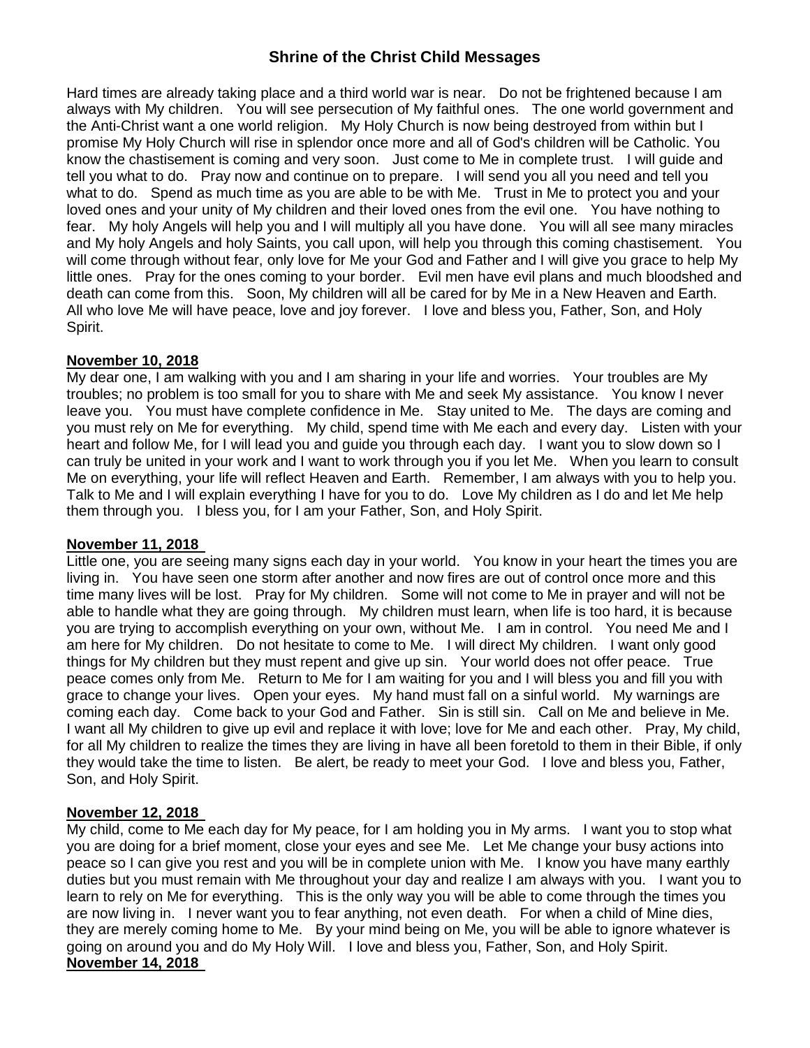Hard times are already taking place and a third world war is near. Do not be frightened because I am always with My children. You will see persecution of My faithful ones. The one world government and the Anti-Christ want a one world religion. My Holy Church is now being destroyed from within but I promise My Holy Church will rise in splendor once more and all of God's children will be Catholic. You know the chastisement is coming and very soon. Just come to Me in complete trust. I will guide and tell you what to do. Pray now and continue on to prepare. I will send you all you need and tell you what to do. Spend as much time as you are able to be with Me. Trust in Me to protect you and your loved ones and your unity of My children and their loved ones from the evil one. You have nothing to fear. My holy Angels will help you and I will multiply all you have done. You will all see many miracles and My holy Angels and holy Saints, you call upon, will help you through this coming chastisement. You will come through without fear, only love for Me your God and Father and I will give you grace to help My little ones. Pray for the ones coming to your border. Evil men have evil plans and much bloodshed and death can come from this. Soon, My children will all be cared for by Me in a New Heaven and Earth. All who love Me will have peace, love and joy forever. I love and bless you, Father, Son, and Holy Spirit.

**November 10, 2018**

My dear one, I am walking with you and I am sharing in your life and worries. Your troubles are My troubles; no problem is too small for you to share with Me and seek My assistance. You know I never leave you. You must have complete confidence in Me. Stay united to Me. The days are coming and you must rely on Me for everything. My child, spend time with Me each and every day. Listen with your heart and follow Me, for I will lead you and guide you through each day. I want you to slow down so I can truly be united in your work and I want to work through you if you let Me. When you learn to consult Me on everything, your life will reflect Heaven and Earth. Remember, I am always with you to help you. Talk to Me and I will explain everything I have for you to do. Love My children as I do and let Me help them through you. I bless you, for I am your Father, Son, and Holy Spirit.

**November 11, 2018**

Little one, you are seeing many signs each day in your world. You know in your heart the times you are living in. You have seen one storm after another and now fires are out of control once more and this time many lives will be lost. Pray for My children. Some will not come to Me in prayer and will not be able to handle what they are going through. My children must learn, when life is too hard, it is because you are trying to accomplish everything on your own, without Me. I am in control. You need Me and I am here for My children. Do not hesitate to come to Me. I will direct My children. I want only good things for My children but they must repent and give up sin. Your world does not offer peace. True peace comes only from Me. Return to Me for I am waiting for you and I will bless you and fill you with grace to change your lives. Open your eyes. My hand must fall on a sinful world. My warnings are coming each day. Come back to your God and Father. Sin is still sin. Call on Me and believe in Me. I want all My children to give up evil and replace it with love; love for Me and each other. Pray, My child, for all My children to realize the times they are living in have all been foretold to them in their Bible, if only they would take the time to listen. Be alert, be ready to meet your God. I love and bless you, Father, Son, and Holy Spirit.

**November 12, 2018**

My child, come to Me each day for My peace, for I am holding you in My arms. I want you to stop what you are doing for a brief moment, close your eyes and see Me. Let Me change your busy actions into peace so I can give you rest and you will be in complete union with Me. I know you have many earthly duties but you must remain with Me throughout your day and realize I am always with you. I want you to learn to rely on Me for everything. This is the only way you will be able to come through the times you are now living in. I never want you to fear anything, not even death. For when a child of Mine dies, they are merely coming home to Me. By your mind being on Me, you will be able to ignore whatever is going on around you and do My Holy Will. I love and bless you, Father, Son, and Holy Spirit.

**November 14, 2018**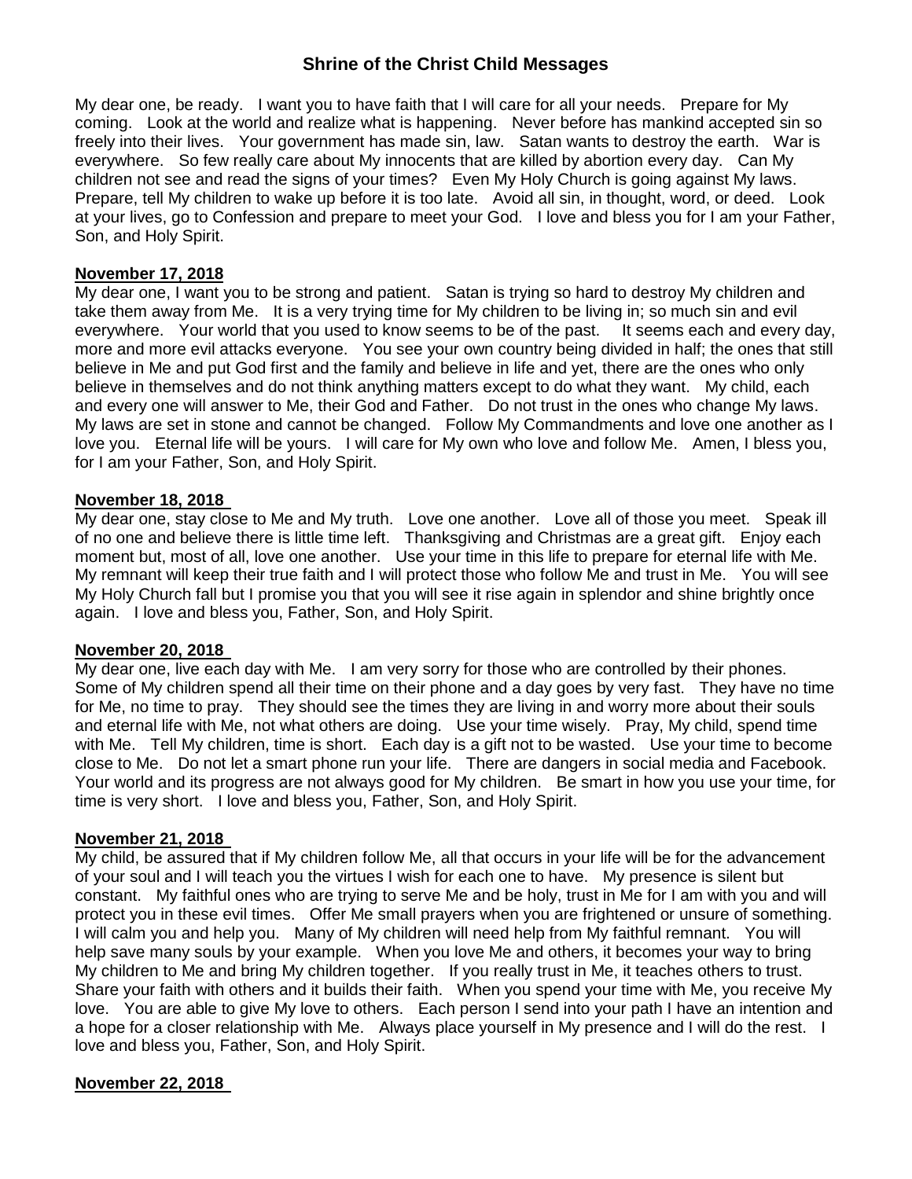## Shrine of the Christ Child Messages

My dear one, be ready. I want you to have faith that I will care for all your needs. Prepare for My coming. Look at the world and realize what is happening. Never before has mankind accepted sin so freely into their lives. Your government has made sin, law. Satan wants to destroy the earth. War is everywhere. So few really care about My innocents that are killed by abortion every day. Can My children not see and read the signs of your times? Even My Holy Church is going against My laws. Prepare, tell My children to wake up before it is too late. Avoid all sin, in thought, word, or deed. Look at your lives, go to Confession and prepare to meet your God. I love and bless you for I am your Father, Son, and Holy Spirit.

**November 17, 2018**

My dear one, I want you to be strong and patient. Satan is trying so hard to destroy My children and take them away from Me. It is a very trying time for My children to be living in; so much sin and evil everywhere. Your world that you used to know seems to be of the past. It seems each and every day, more and more evil attacks everyone. You see your own country being divided in half; the ones that still believe in Me and put God first and the family and believe in life and yet, there are the ones who only believe in themselves and do not think anything matters except to do what they want. My child, each and every one will answer to Me, their God and Father. Do not trust in the ones who change My laws. My laws are set in stone and cannot be changed. Follow My Commandments and love one another as I love you. Eternal life will be yours. I will care for My own who love and follow Me. Amen, I bless you, for I am your Father, Son, and Holy Spirit.

**November 18, 2018**

My dear one, stay close to Me and My truth. Love one another. Love all of those you meet. Speak ill of no one and believe there is little time left. Thanksgiving and Christmas are a great gift. Enjoy each moment but, most of all, love one another. Use your time in this life to prepare for eternal life with Me. My remnant will keep their true faith and I will protect those who follow Me and trust in Me. You will see My Holy Church fall but I promise you that you will see it rise again in splendor and shine brightly once again. I love and bless you, Father, Son, and Holy Spirit.

**November 20, 2018**

My dear one, live each day with Me. I am very sorry for those who are controlled by their phones. Some of My children spend all their time on their phone and a day goes by very fast. They have no time for Me, no time to pray. They should see the times they are living in and worry more about their souls and eternal life with Me, not what others are doing. Use your time wisely. Pray, My child, spend time with Me. Tell My children, time is short. Each day is a gift not to be wasted. Use your time to become close to Me. Do not let a smart phone run your life. There are dangers in social media and Facebook. Your world and its progress are not always good for My children. Be smart in how you use your time, for time is very short. I love and bless you, Father, Son, and Holy Spirit.

**November 21, 2018**

My child, be assured that if My children follow Me, all that occurs in your life will be for the advancement of your soul and I will teach you the virtues I wish for each one to have. My presence is silent but constant. My faithful ones who are trying to serve Me and be holy, trust in Me for I am with you and will protect you in these evil times. Offer Me small prayers when you are frightened or unsure of something. I will calm you and help you. Many of My children will need help from My faithful remnant. You will help save many souls by your example. When you love Me and others, it becomes your way to bring My children to Me and bring My children together. If you really trust in Me, it teaches others to trust. Share your faith with others and it builds their faith. When you spend your time with Me, you receive My love. You are able to give My love to others. Each person I send into your path I have an intention and a hope for a closer relationship with Me. Always place yourself in My presence and I will do the rest. I love and bless you, Father, Son, and Holy Spirit.

**November 22, 2018**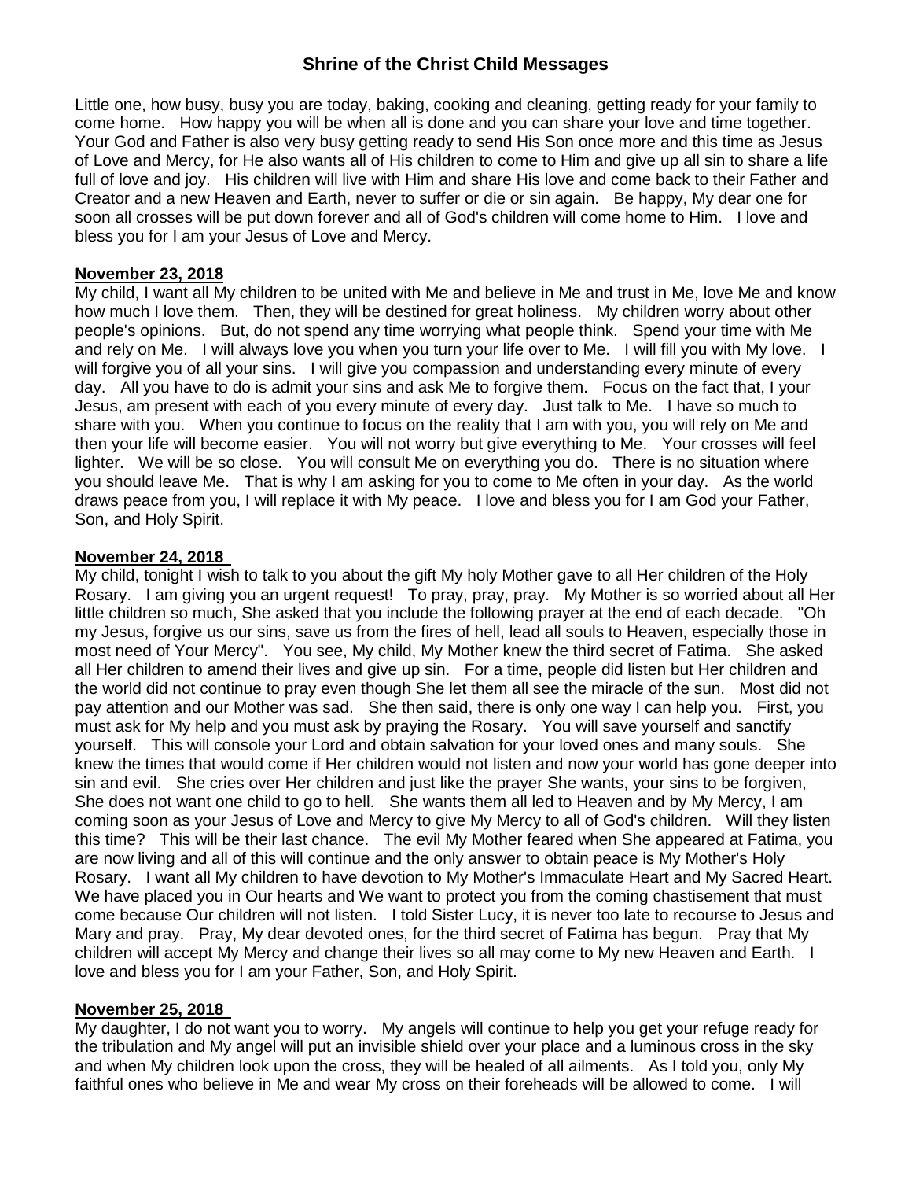# Shrine of the Christ Child Messages

Little one, how busy, busy you are today, baking, cooking and cleaning, getting ready for your family to come home. How happy you will be when all is done and you can share your love and time together. Your God and Father is also very busy getting ready to send His Son once more and this time as Jesus of Love and Mercy, for He also wants all of His children to come to Him and give up all sin to share a life full of love and joy. His children will live with Him and share His love and come back to their Father and Creator and a new Heaven and Earth, never to suffer or die or sin again. Be happy, My dear one for soon all crosses will be put down forever and all of God's children will come home to Him. I love and bless you for I am your Jesus of Love and Mercy.

**November 23, 2018**

My child, I want all My children to be united with Me and believe in Me and trust in Me, love Me and know how much I love them. Then, they will be destined for great holiness. My children worry about other people's opinions. But, do not spend any time worrying what people think. Spend your time with Me and rely on Me. I will always love you when you turn your life over to Me. I will fill you with My love. I will forgive you of all your sins. I will give you compassion and understanding every minute of every day. All you have to do is admit your sins and ask Me to forgive them. Focus on the fact that, I your Jesus, am present with each of you every minute of every day. Just talk to Me. I have so much to share with you. When you continue to focus on the reality that I am with you, you will rely on Me and then your life will become easier. You will not worry but give everything to Me. Your crosses will feel lighter. We will be so close. You will consult Me on everything you do. There is no situation where you should leave Me. That is why I am asking for you to come to Me often in your day. As the world draws peace from you, I will replace it with My peace. I love and bless you for I am God your Father, Son, and Holy Spirit.

**November 24, 2018**

My child, tonight I wish to talk to you about the gift My holy Mother gave to all Her children of the Holy Rosary. I am giving you an urgent request! To pray, pray, pray. My Mother is so worried about all Her little children so much, She asked that you include the following prayer at the end of each decade. "Oh my Jesus, forgive us our sins, save us from the fires of hell, lead all souls to Heaven, especially those in most need of Your Mercy". You see, My child, My Mother knew the third secret of Fatima. She asked all Her children to amend their lives and give up sin. For a time, people did listen but Her children and the world did not continue to pray even though She let them all see the miracle of the sun. Most did not pay attention and our Mother was sad. She then said, there is only one way I can help you. First, you must ask for My help and you must ask by praying the Rosary. You will save yourself and sanctify yourself. This will console your Lord and obtain salvation for your loved ones and many souls. She knew the times that would come if Her children would not listen and now your world has gone deeper into sin and evil. She cries over Her children and just like the prayer She wants, your sins to be forgiven, She does not want one child to go to hell. She wants them all led to Heaven and by My Mercy, I am coming soon as your Jesus of Love and Mercy to give My Mercy to all of God's children. Will they listen this time? This will be their last chance. The evil My Mother feared when She appeared at Fatima, you are now living and all of this will continue and the only answer to obtain peace is My Mother's Holy Rosary. I want all My children to have devotion to My Mother's Immaculate Heart and My Sacred Heart. We have placed you in Our hearts and We want to protect you from the coming chastisement that must come because Our children will not listen. I told Sister Lucy, it is never too late to recourse to Jesus and Mary and pray. Pray, My dear devoted ones, for the third secret of Fatima has begun. Pray that My children will accept My Mercy and change their lives so all may come to My new Heaven and Earth. I love and bless you for I am your Father, Son, and Holy Spirit.

**November 25, 2018**

My daughter, I do not want you to worry. My angels will continue to help you get your refuge ready for the tribulation and My angel will put an invisible shield over your place and a luminous cross in the sky and when My children look upon the cross, they will be healed of all ailments. As I told you, only My faithful ones who believe in Me and wear My cross on their foreheads will be allowed to come. I will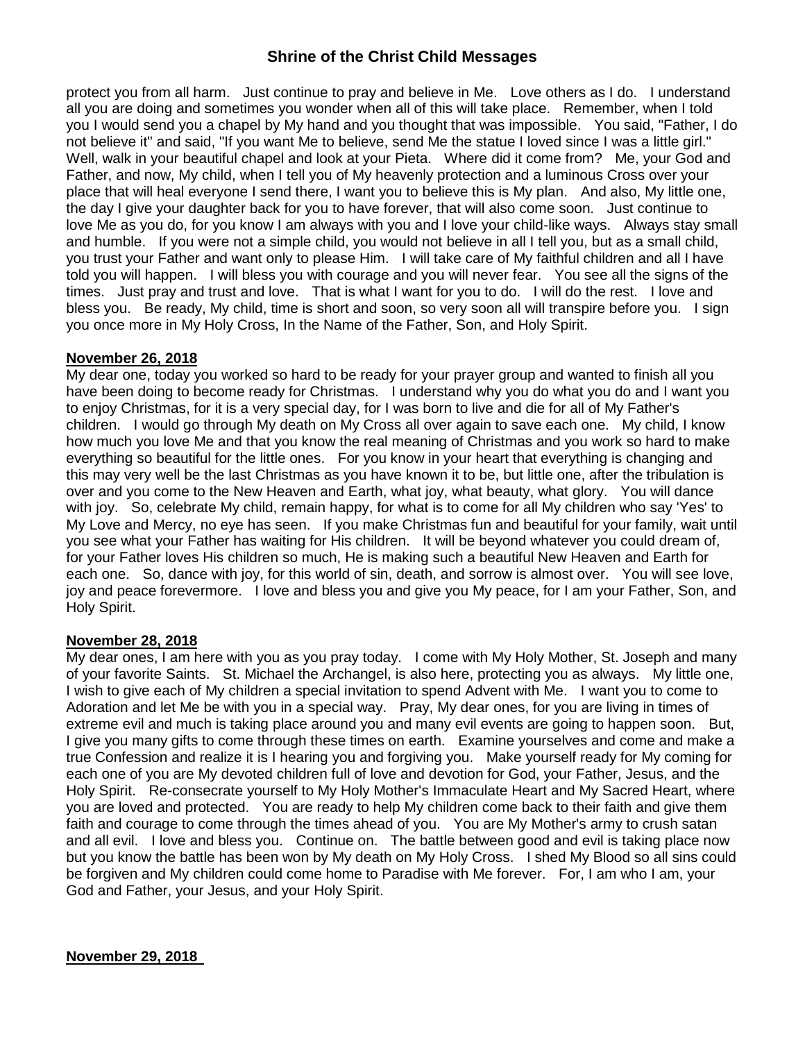protect you from all harm. Just continue to pray and believe in Me. Love others as I do. I understand all you are doing and sometimes you wonder when all of this will take place. Remember, when I told you I would send you a chapel by My hand and you thought that was impossible. You said, "Father, I do not believe it" and said, "If you want Me to believe, send Me the statue I loved since I was a little girl." Well, walk in your beautiful chapel and look at your Pieta. Where did it come from? Me, your God and Father, and now, My child, when I tell you of My heavenly protection and a luminous Cross over your place that will heal everyone I send there, I want you to believe this is My plan. And also, My little one, the day I give your daughter back for you to have forever, that will also come soon. Just continue to love Me as you do, for you know I am always with you and I love your child-like ways. Always stay small and humble. If you were not a simple child, you would not believe in all I tell you, but as a small child, you trust your Father and want only to please Him. I will take care of My faithful children and all I have told you will happen. I will bless you with courage and you will never fear. You see all the signs of the times. Just pray and trust and love. That is what I want for you to do. I will do the rest. I love and bless you. Be ready, My child, time is short and soon, so very soon all will transpire before you. I sign you once more in My Holy Cross, In the Name of the Father, Son, and Holy Spirit.

**November 26, 2018**

My dear one, today you worked so hard to be ready for your prayer group and wanted to finish all you have been doing to become ready for Christmas. I understand why you do what you do and I want you to enjoy Christmas, for it is a very special day, for I was born to live and die for all of My Father's children. I would go through My death on My Cross all over again to save each one. My child, I know how much you love Me and that you know the real meaning of Christmas and you work so hard to make everything so beautiful for the little ones. For you know in your heart that everything is changing and this may very well be the last Christmas as you have known it to be, but little one, after the tribulation is over and you come to the New Heaven and Earth, what joy, what beauty, what glory. You will dance with joy. So, celebrate My child, remain happy, for what is to come for all My children who say 'Yes' to My Love and Mercy, no eye has seen. If you make Christmas fun and beautiful for your family, wait until you see what your Father has waiting for His children. It will be beyond whatever you could dream of, for your Father loves His children so much, He is making such a beautiful New Heaven and Earth for each one. So, dance with joy, for this world of sin, death, and sorrow is almost over. You will see love, joy and peace forevermore. I love and bless you and give you My peace, for I am your Father, Son, and Holy Spirit.

**November 28, 2018**

My dear ones, I am here with you as you pray today. I come with My Holy Mother, St. Joseph and many of your favorite Saints. St. Michael the Archangel, is also here, protecting you as always. My little one, I wish to give each of My children a special invitation to spend Advent with Me. I want you to come to Adoration and let Me be with you in a special way. Pray, My dear ones, for you are living in times of extreme evil and much is taking place around you and many evil events are going to happen soon. But, I give you many gifts to come through these times on earth. Examine yourselves and come and make a true Confession and realize it is I hearing you and forgiving you. Make yourself ready for My coming for each one of you are My devoted children full of love and devotion for God, your Father, Jesus, and the Holy Spirit. Re-consecrate yourself to My Holy Mother's Immaculate Heart and My Sacred Heart, where you are loved and protected. You are ready to help My children come back to their faith and give them faith and courage to come through the times ahead of you. You are My Mother's army to crush satan and all evil. I love and bless you. Continue on. The battle between good and evil is taking place now but you know the battle has been won by My death on My Holy Cross. I shed My Blood so all sins could be forgiven and My children could come home to Paradise with Me forever. For, I am who I am, your God and Father, your Jesus, and your Holy Spirit.

**November 29, 2018**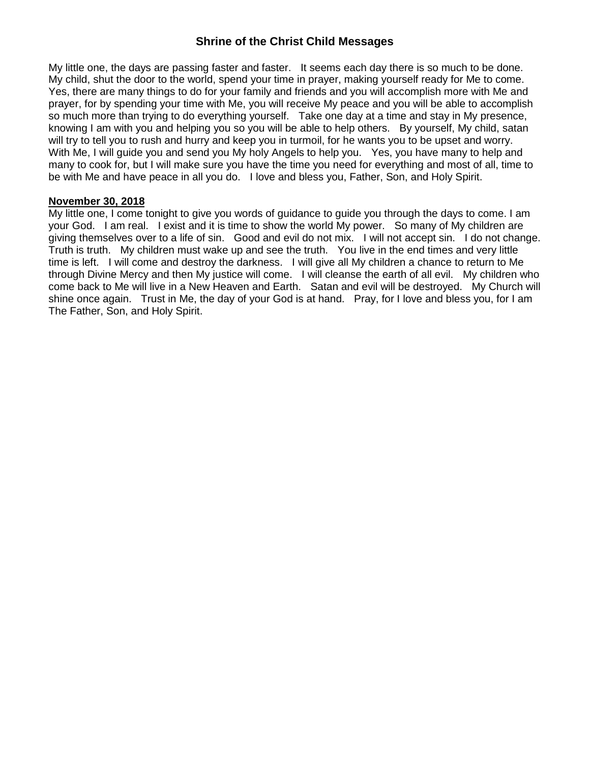My little one, the days are passing faster and faster. It seems each day there is so much to be done. My child, shut the door to the world, spend your time in prayer, making yourself ready for Me to come. Yes, there are many things to do for your family and friends and you will accomplish more with Me and prayer, for by spending your time with Me, you will receive My peace and you will be able to accomplish so much more than trying to do everything yourself. Take one day at a time and stay in My presence, knowing I am with you and helping you so you will be able to help others. By yourself, My child, satan will try to tell you to rush and hurry and keep you in turmoil, for he wants you to be upset and worry. With Me, I will guide you and send you My holy Angels to help you. Yes, you have many to help and many to cook for, but I will make sure you have the time you need for everything and most of all, time to be with Me and have peace in all you do. I love and bless you, Father, Son, and Holy Spirit.

**November 30, 2018**

My little one, I come tonight to give you words of guidance to guide you through the days to come. I am your God. I am real. I exist and it is time to show the world My power. So many of My children are giving themselves over to a life of sin. Good and evil do not mix. I will not accept sin. I do not change. Truth is truth. My children must wake up and see the truth. You live in the end times and very little time is left. I will come and destroy the darkness. I will give all My children a chance to return to Me through Divine Mercy and then My justice will come. I will cleanse the earth of all evil. My children who come back to Me will live in a New Heaven and Earth. Satan and evil will be destroyed. My Church will shine once again. Trust in Me, the day of your God is at hand. Pray, for I love and bless you, for I am The Father, Son, and Holy Spirit.